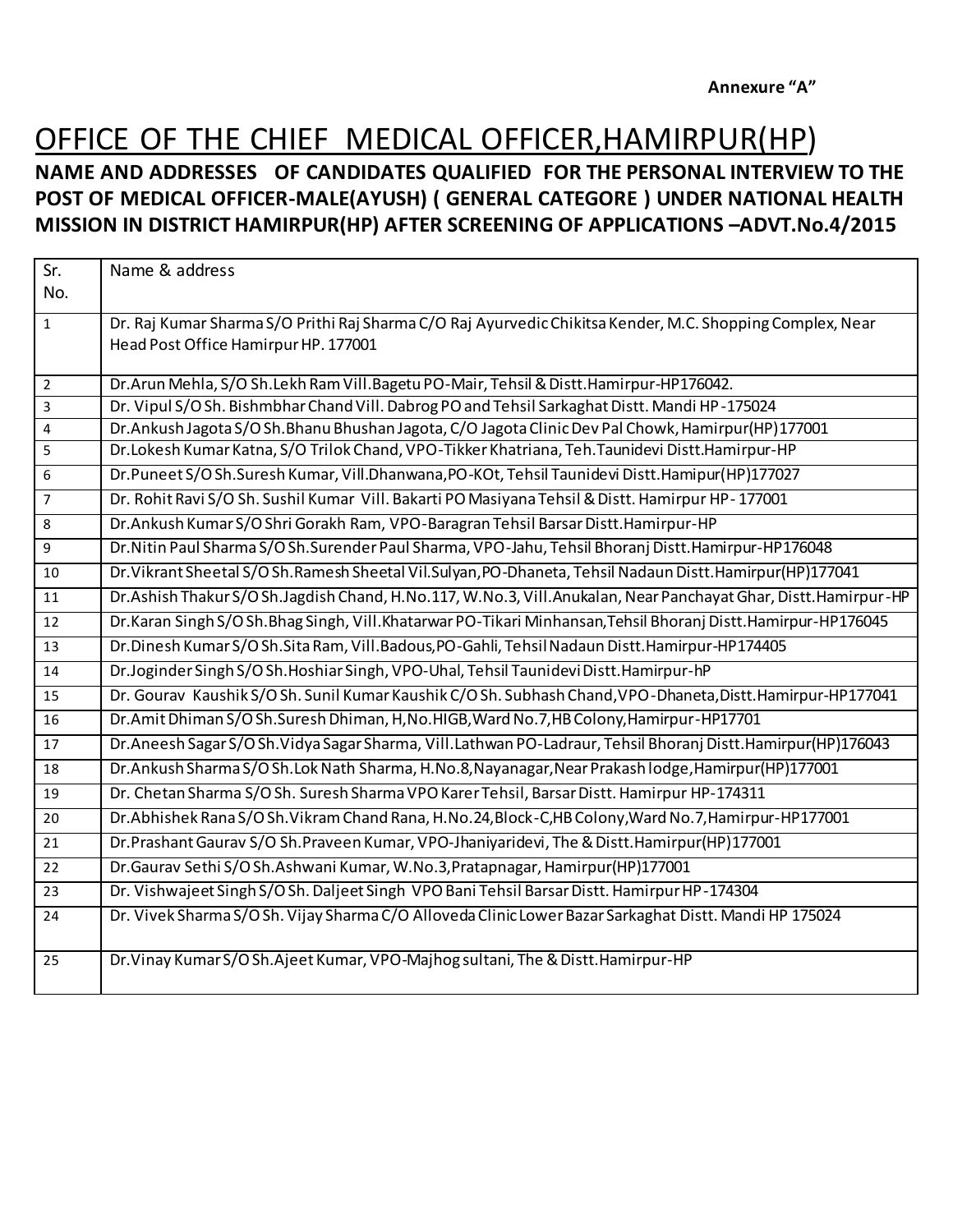**Annexure "A"**

# OFFICE OF THE CHIEF MEDICAL OFFICER,HAMIRPUR(HP)

**NAME AND ADDRESSES OF CANDIDATES QUALIFIED FOR THE PERSONAL INTERVIEW TO THE POST OF MEDICAL OFFICER-MALE(AYUSH) ( GENERAL CATEGORE ) UNDER NATIONAL HEALTH MISSION IN DISTRICT HAMIRPUR(HP) AFTER SCREENING OF APPLICATIONS –ADVT.No.4/2015**

| Sr. No. | Name & address |
|---|---|
| 1 | Dr. Raj Kumar Sharma S/O Prithi Raj Sharma C/O Raj Ayurvedic Chikitsa Kender, M.C. Shopping Complex, Near Head Post Office Hamirpur HP. 177001 |
| 2 | Dr.Arun Mehla, S/O Sh.Lekh Ram Vill.Bagetu PO-Mair, Tehsil & Distt.Hamirpur-HP176042. |
| 3 | Dr. Vipul S/O Sh. Bishmbhar Chand Vill. Dabrog PO and Tehsil Sarkaghat Distt. Mandi HP -175024 |
| 4 | Dr.Ankush Jagota S/O Sh.Bhanu Bhushan Jagota, C/O Jagota Clinic Dev Pal Chowk, Hamirpur(HP)177001 |
| 5 | Dr.Lokesh Kumar Katna, S/O Trilok Chand, VPO-Tikker Khatriana, Teh.Taunidevi Distt.Hamirpur-HP |
| 6 | Dr.Puneet S/O Sh.Suresh Kumar, Vill.Dhanwana,PO-KOt, Tehsil Taunidevi Distt.Hamipur(HP)177027 |
| 7 | Dr. Rohit Ravi S/O Sh. Sushil Kumar Vill. Bakarti PO Masiyana Tehsil & Distt. Hamirpur HP- 177001 |
| 8 | Dr.Ankush Kumar S/O Shri Gorakh Ram, VPO-Baragran Tehsil Barsar Distt.Hamirpur-HP |
| 9 | Dr.Nitin Paul Sharma S/O Sh.Surender Paul Sharma, VPO-Jahu, Tehsil Bhoranj Distt.Hamirpur-HP176048 |
| 10 | Dr.Vikrant Sheetal S/O Sh.Ramesh Sheetal Vil.Sulyan,PO-Dhaneta, Tehsil Nadaun Distt.Hamirpur(HP)177041 |
| 11 | Dr.Ashish Thakur S/O Sh.Jagdish Chand, H.No.117, W.No.3, Vill.Anukalan, Near Panchayat Ghar, Distt.Hamirpur-HP |
| 12 | Dr.Karan Singh S/O Sh.Bhag Singh, Vill.Khatarwar PO-Tikari Minhansan,Tehsil Bhoranj Distt.Hamirpur-HP176045 |
| 13 | Dr.Dinesh Kumar S/O Sh.Sita Ram, Vill.Badous,PO-Gahli, Tehsil Nadaun Distt.Hamirpur-HP174405 |
| 14 | Dr.Joginder Singh S/O Sh.Hoshiar Singh, VPO-Uhal, Tehsil Taunidevi Distt.Hamirpur-hP |
| 15 | Dr. Gourav Kaushik S/O Sh. Sunil Kumar Kaushik C/O Sh. Subhash Chand,VPO-Dhaneta,Distt.Hamirpur-HP177041 |
| 16 | Dr.Amit Dhiman S/O Sh.Suresh Dhiman, H,No.HIGB,Ward No.7,HB Colony,Hamirpur-HP17701 |
| 17 | Dr.Aneesh Sagar S/O Sh.Vidya Sagar Sharma, Vill.Lathwan PO-Ladraur, Tehsil Bhoranj Distt.Hamirpur(HP)176043 |
| 18 | Dr.Ankush Sharma S/O Sh.Lok Nath Sharma, H.No.8,Nayanagar,Near Prakash lodge,Hamirpur(HP)177001 |
| 19 | Dr. Chetan Sharma S/O Sh. Suresh Sharma VPO Karer Tehsil, Barsar Distt. Hamirpur HP-174311 |
| 20 | Dr.Abhishek Rana S/O Sh.Vikram Chand Rana, H.No.24,Block-C,HB Colony,Ward No.7,Hamirpur-HP177001 |
| 21 | Dr.Prashant Gaurav S/O Sh.Praveen Kumar, VPO-Jhaniyaridevi, The & Distt.Hamirpur(HP)177001 |
| 22 | Dr.Gaurav Sethi S/O Sh.Ashwani Kumar, W.No.3,Pratapnagar, Hamirpur(HP)177001 |
| 23 | Dr. Vishwajeet Singh S/O Sh. Daljeet Singh VPO Bani Tehsil Barsar Distt. Hamirpur HP -174304 |
| 24 | Dr. Vivek Sharma S/O Sh. Vijay Sharma C/O Alloveda Clinic Lower Bazar Sarkaghat Distt. Mandi HP 175024 |
| 25 | Dr.Vinay Kumar S/O Sh.Ajeet Kumar, VPO-Majhog sultani, The & Distt.Hamirpur-HP |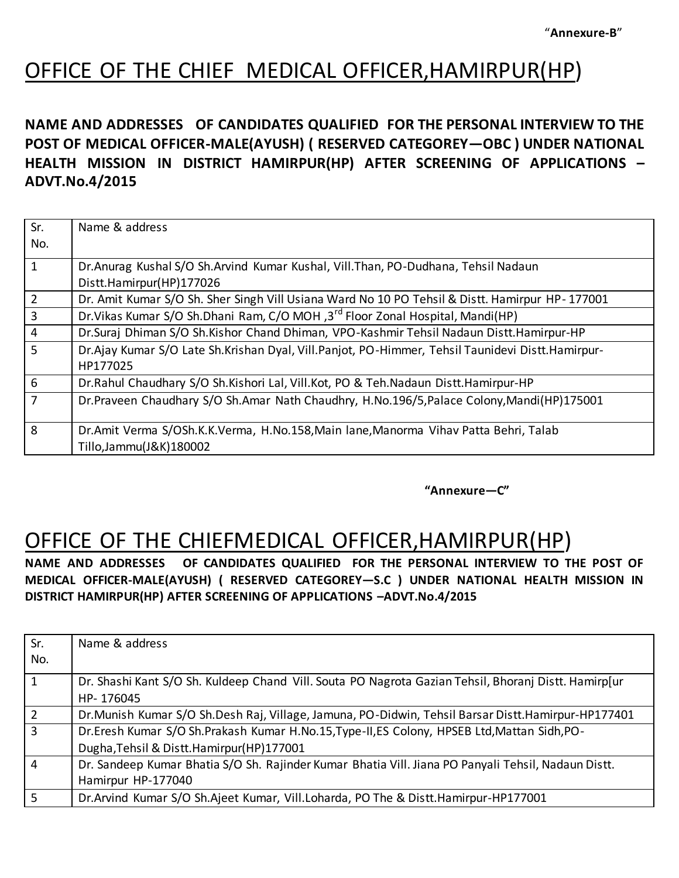"**Annexure-B**"

# OFFICE OF THE CHIEF MEDICAL OFFICER,HAMIRPUR(HP)

**NAME AND ADDRESSES OF CANDIDATES QUALIFIED FOR THE PERSONAL INTERVIEW TO THE POST OF MEDICAL OFFICER-MALE(AYUSH) ( RESERVED CATEGOREY—OBC ) UNDER NATIONAL HEALTH MISSION IN DISTRICT HAMIRPUR(HP) AFTER SCREENING OF APPLICATIONS –ADVT.No.4/2015**

| Sr. No. | Name & address |
|---|---|
| 1 | Dr.Anurag Kushal S/O Sh.Arvind Kumar Kushal, Vill.Than, PO-Dudhana, Tehsil Nadaun Distt.Hamirpur(HP)177026 |
| 2 | Dr. Amit Kumar S/O Sh. Sher Singh Vill Usiana Ward No 10 PO Tehsil & Distt. Hamirpur HP- 177001 |
| 3 | Dr.Vikas Kumar S/O Sh.Dhani Ram, C/O MOH ,3rd Floor Zonal Hospital, Mandi(HP) |
| 4 | Dr.Suraj Dhiman S/O Sh.Kishor Chand Dhiman, VPO-Kashmir Tehsil Nadaun Distt.Hamirpur-HP |
| 5 | Dr.Ajay Kumar S/O Late Sh.Krishan Dyal, Vill.Panjot, PO-Himmer, Tehsil Taunidevi Distt.Hamirpur-HP177025 |
| 6 | Dr.Rahul Chaudhary S/O Sh.Kishori Lal, Vill.Kot, PO & Teh.Nadaun Distt.Hamirpur-HP |
| 7 | Dr.Praveen Chaudhary S/O Sh.Amar Nath Chaudhry, H.No.196/5,Palace Colony,Mandi(HP)175001 |
| 8 | Dr.Amit Verma S/OSh.K.K.Verma, H.No.158,Main lane,Manorma Vihav Patta Behri, Talab Tillo,Jammu(J&K)180002 |

**"Annexure—C"**

# OFFICE OF THE CHIEFMEDICAL OFFICER,HAMIRPUR(HP)

**NAME AND ADDRESSES OF CANDIDATES QUALIFIED FOR THE PERSONAL INTERVIEW TO THE POST OF MEDICAL OFFICER-MALE(AYUSH) ( RESERVED CATEGOREY—S.C ) UNDER NATIONAL HEALTH MISSION IN DISTRICT HAMIRPUR(HP) AFTER SCREENING OF APPLICATIONS –ADVT.No.4/2015**

| Sr. No. | Name & address |
|---|---|
| 1 | Dr. Shashi Kant S/O Sh. Kuldeep Chand Vill. Souta PO Nagrota Gazian Tehsil, Bhoranj Distt. Hamirp[ur HP- 176045 |
| 2 | Dr.Munish Kumar S/O Sh.Desh Raj, Village, Jamuna, PO-Didwin, Tehsil Barsar Distt.Hamirpur-HP177401 |
| 3 | Dr.Eresh Kumar S/O Sh.Prakash Kumar H.No.15,Type-II,ES Colony, HPSEB Ltd,Mattan Sidh,PO-Dugha,Tehsil & Distt.Hamirpur(HP)177001 |
| 4 | Dr. Sandeep Kumar Bhatia S/O Sh. Rajinder Kumar Bhatia Vill. Jiana PO Panyali Tehsil, Nadaun Distt. Hamirpur HP-177040 |
| 5 | Dr.Arvind Kumar S/O Sh.Ajeet Kumar, Vill.Loharda, PO The & Distt.Hamirpur-HP177001 |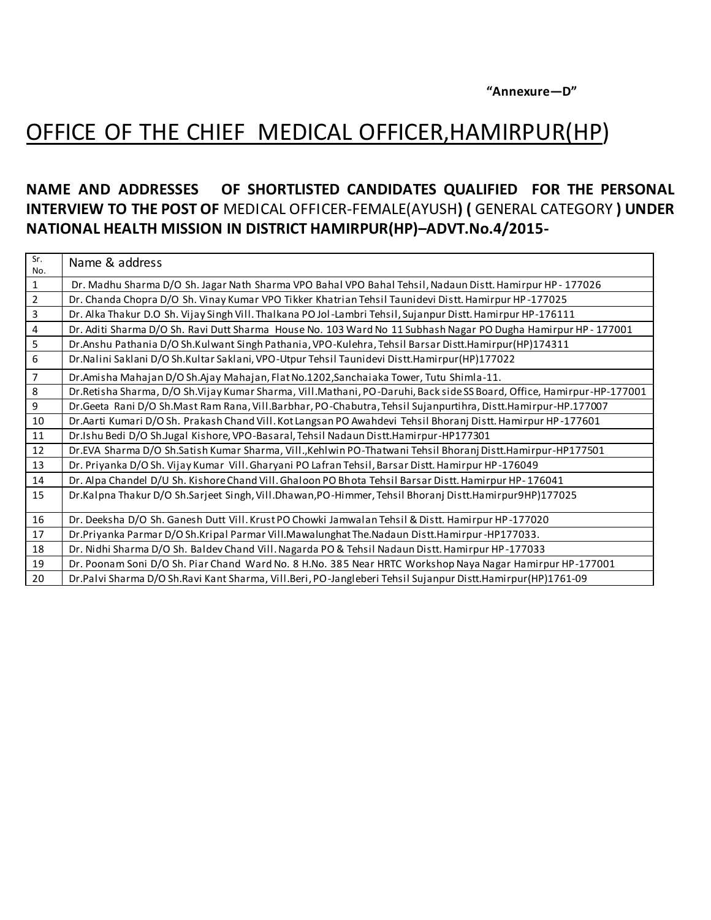**"Annexure—D"**

# OFFICE OF THE CHIEF MEDICAL OFFICER,HAMIRPUR(HP)

**NAME AND ADDRESSES OF SHORTLISTED CANDIDATES QUALIFIED FOR THE PERSONAL INTERVIEW TO THE POST OF** MEDICAL OFFICER-FEMALE(AYUSH**) (** GENERAL CATEGORY **) UNDER NATIONAL HEALTH MISSION IN DISTRICT HAMIRPUR(HP)–ADVT.No.4/2015-**

| Sr. No. | Name & address |
|---|---|
| 1 | Dr. Madhu Sharma D/O Sh. Jagar Nath Sharma VPO Bahal VPO Bahal Tehsil, Nadaun Distt. Hamirpur HP - 177026 |
| 2 | Dr. Chanda Chopra D/O Sh. Vinay Kumar VPO Tikker Khatrian Tehsil Taunidevi Distt. Hamirpur HP -177025 |
| 3 | Dr. Alka Thakur D.O Sh. Vijay Singh Vill. Thalkana PO Jol -Lambri Tehsil, Sujanpur Distt. Hamirpur HP-176111 |
| 4 | Dr. Aditi Sharma D/O Sh. Ravi Dutt Sharma House No. 103 Ward No 11 Subhash Nagar PO Dugha Hamirpur HP - 177001 |
| 5 | Dr.Anshu Pathania D/O Sh.Kulwant Singh Pathania, VPO-Kulehra, Tehsil Barsar Distt.Hamirpur(HP)174311 |
| 6 | Dr.Nalini Saklani D/O Sh.Kultar Saklani, VPO-Utpur Tehsil Taunidevi Distt.Hamirpur(HP)177022 |
| 7 | Dr.Amisha Mahajan D/O Sh.Ajay Mahajan, Flat No.1202,Sanchaiaka Tower, Tutu Shimla-11. |
| 8 | Dr.Retisha Sharma, D/O Sh.Vijay Kumar Sharma, Vill.Mathani, PO-Daruhi, Back side SS Board, Office, Hamirpur-HP-177001 |
| 9 | Dr.Geeta Rani D/O Sh.Mast Ram Rana, Vill.Barbhar, PO-Chabutra, Tehsil Sujanpurtihra, Distt.Hamirpur-HP.177007 |
| 10 | Dr.Aarti Kumari D/O Sh. Prakash Chand Vill. Kot Langsan PO Awahdevi Tehsil Bhoranj Distt. Hamirpur HP -177601 |
| 11 | Dr.Ishu Bedi D/O Sh.Jugal Kishore, VPO-Basaral, Tehsil Nadaun Distt.Hamirpur-HP177301 |
| 12 | Dr.EVA Sharma D/O Sh.Satish Kumar Sharma, Vill.,Kehlwin PO-Thatwani Tehsil Bhoranj Distt.Hamirpur-HP177501 |
| 13 | Dr. Priyanka D/O Sh. Vijay Kumar Vill. Gharyani PO Lafran Tehsil, Barsar Distt. Hamirpur HP -176049 |
| 14 | Dr. Alpa Chandel D/U Sh. Kishore Chand Vill. Ghaloon PO Bhota Tehsil Barsar Distt. Hamirpur HP- 176041 |
| 15 | Dr.Kalpna Thakur D/O Sh.Sarjeet Singh, Vill.Dhawan,PO-Himmer, Tehsil Bhoranj Distt.Hamirpur9HP)177025 |
| 16 | Dr. Deeksha D/O Sh. Ganesh Dutt Vill. Krust PO Chowki Jamwalan Tehsil & Distt. Hamirpur HP -177020 |
| 17 | Dr.Priyanka Parmar D/O Sh.Kripal Parmar Vill.Mawalunghat The.Nadaun Distt.Hamirpur -HP177033. |
| 18 | Dr. Nidhi Sharma D/O Sh. Baldev Chand Vill. Nagarda PO & Tehsil Nadaun Distt. Hamirpur HP -177033 |
| 19 | Dr. Poonam Soni D/O Sh. Piar Chand Ward No. 8 H.No. 385 Near HRTC Workshop Naya Nagar Hamirpur HP -177001 |
| 20 | Dr.Palvi Sharma D/O Sh.Ravi Kant Sharma, Vill.Beri, PO-Jangleberi Tehsil Sujanpur Distt.Hamirpur(HP)1761-09 |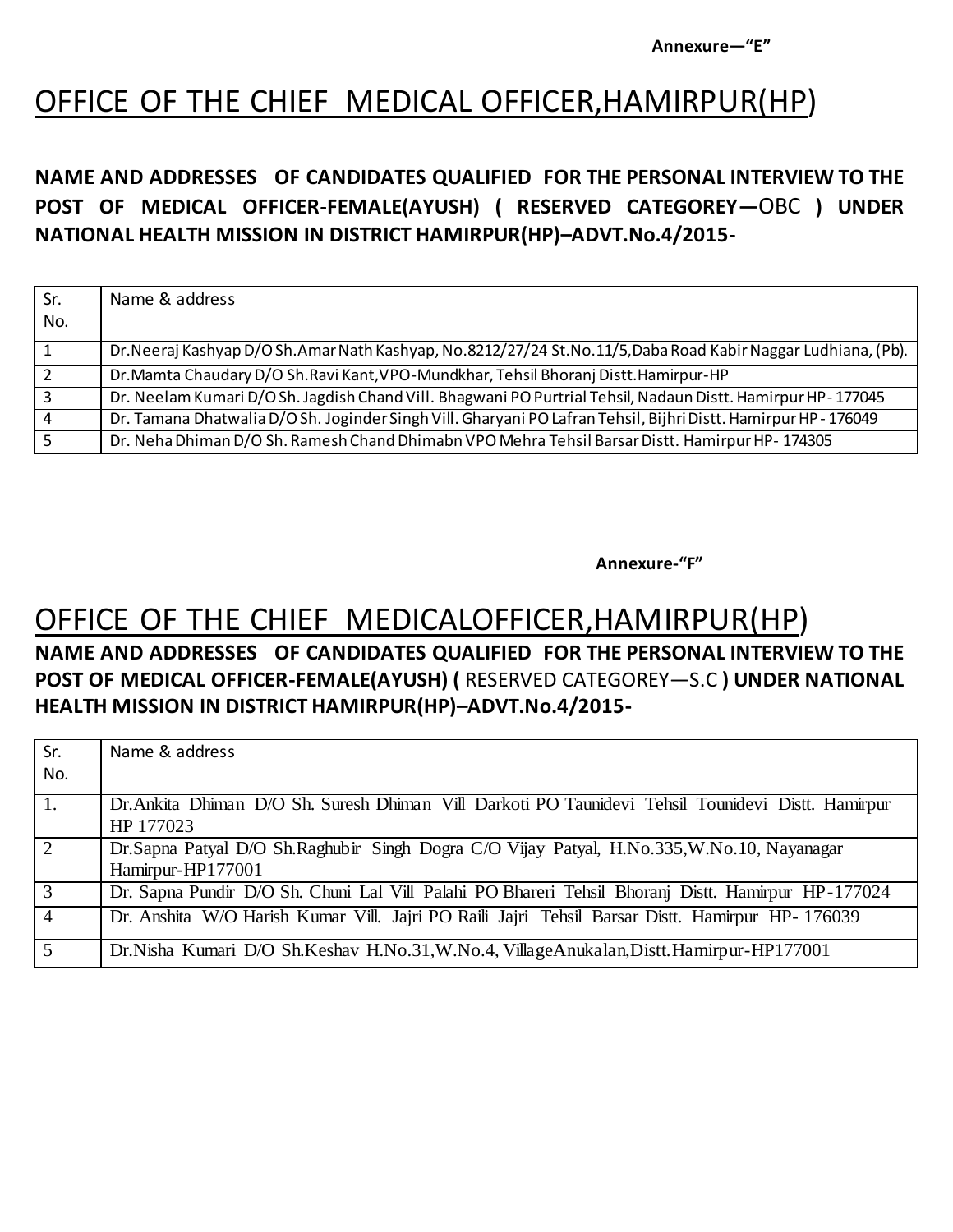Annexure—"E"

# OFFICE OF THE CHIEF MEDICAL OFFICER,HAMIRPUR(HP)

**NAME AND ADDRESSES OF CANDIDATES QUALIFIED FOR THE PERSONAL INTERVIEW TO THE POST OF MEDICAL OFFICER-FEMALE(AYUSH) ( RESERVED CATEGOREY—**OBC **) UNDER NATIONAL HEALTH MISSION IN DISTRICT HAMIRPUR(HP)–ADVT.No.4/2015-**

| Sr. No. | Name & address |
|---|---|
| 1 | Dr.Neeraj Kashyap D/O Sh.Amar Nath Kashyap, No.8212/27/24 St.No.11/5,Daba Road Kabir Naggar Ludhiana, (Pb). |
| 2 | Dr.Mamta Chaudary D/O Sh.Ravi Kant,VPO-Mundkhar, Tehsil Bhoranj Distt.Hamirpur-HP |
| 3 | Dr. Neelam Kumari D/O Sh. Jagdish Chand Vill. Bhagwani PO Purtrial Tehsil, Nadaun Distt. Hamirpur HP - 177045 |
| 4 | Dr. Tamana Dhatwalia D/O Sh. Joginder Singh Vill. Gharyani PO Lafran Tehsil, Bijhri Distt. Hamirpur HP - 176049 |
| 5 | Dr. Neha Dhiman D/O Sh. Ramesh Chand Dhimabn VPO Mehra Tehsil Barsar Distt. Hamirpur HP- 174305 |

Annexure-"F"

# OFFICE OF THE CHIEF MEDICALOFFICER,HAMIRPUR(HP)

**NAME AND ADDRESSES OF CANDIDATES QUALIFIED FOR THE PERSONAL INTERVIEW TO THE POST OF MEDICAL OFFICER-FEMALE(AYUSH) (** RESERVED CATEGOREY—S.C **) UNDER NATIONAL HEALTH MISSION IN DISTRICT HAMIRPUR(HP)–ADVT.No.4/2015-**

| Sr. No. | Name & address |
|---|---|
| 1. | Dr.Ankita Dhiman D/O Sh. Suresh Dhiman Vill Darkoti PO Taunidevi Tehsil Tounidevi Distt. Hamirpur HP 177023 |
| 2 | Dr.Sapna Patyal D/O Sh.Raghubir Singh Dogra C/O Vijay Patyal, H.No.335,W.No.10, Nayanagar Hamirpur-HP177001 |
| 3 | Dr. Sapna Pundir D/O Sh. Chuni Lal Vill Palahi PO Bhareri Tehsil Bhoranj Distt. Hamirpur HP-177024 |
| 4 | Dr. Anshita W/O Harish Kumar Vill. Jajri PO Raili Jajri Tehsil Barsar Distt. Hamirpur HP- 176039 |
| 5 | Dr.Nisha Kumari D/O Sh.Keshav H.No.31,W.No.4, VillageAnukalan,Distt.Hamirpur-HP177001 |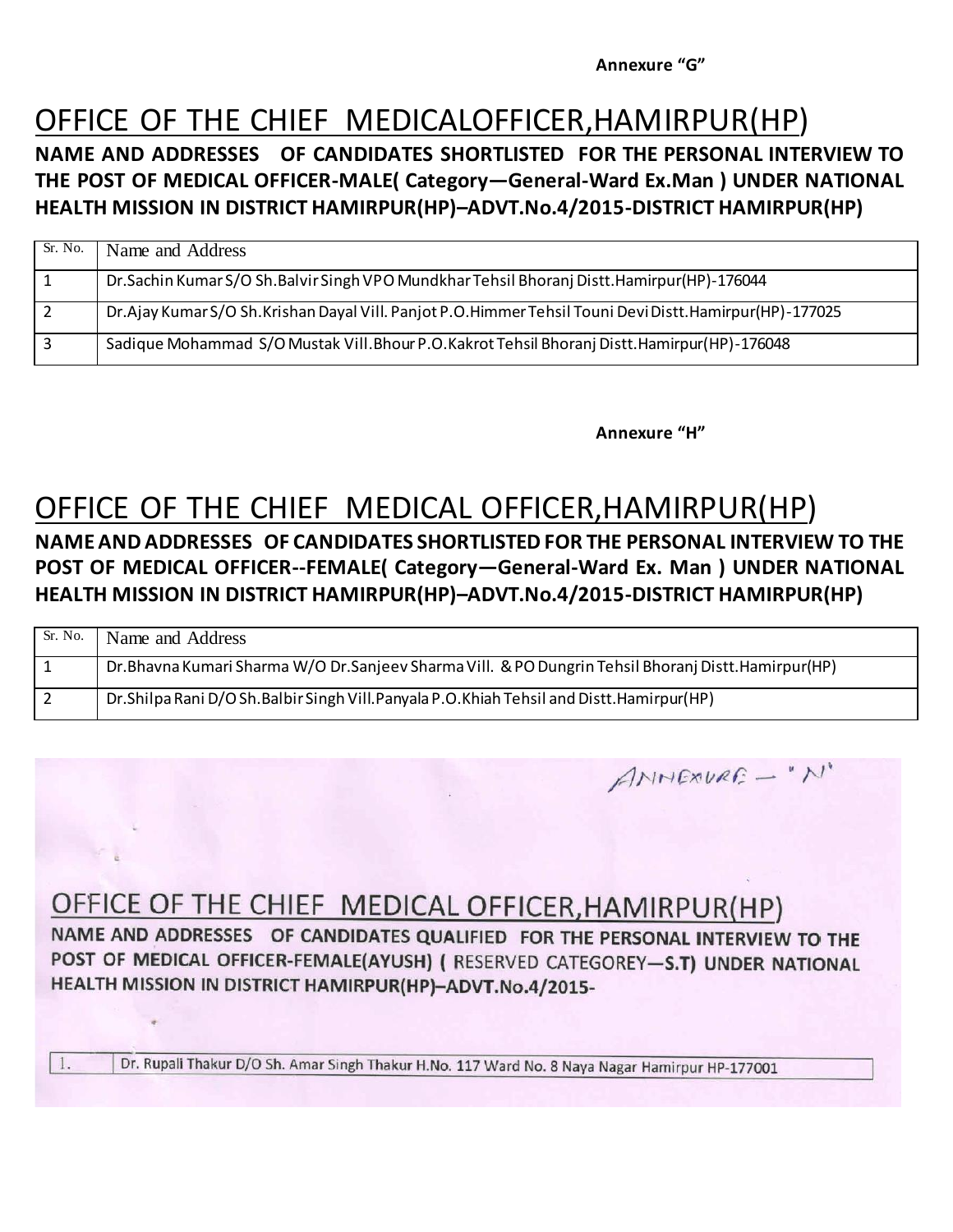Annexure "G"

# OFFICE OF THE CHIEF MEDICALOFFICER,HAMIRPUR(HP)

**NAME AND ADDRESSES OF CANDIDATES SHORTLISTED FOR THE PERSONAL INTERVIEW TO THE POST OF MEDICAL OFFICER-MALE( Category—General-Ward Ex.Man ) UNDER NATIONAL HEALTH MISSION IN DISTRICT HAMIRPUR(HP)–ADVT.No.4/2015-DISTRICT HAMIRPUR(HP)**

| Sr. No. | Name and Address |
|---|---|
| 1 | Dr.Sachin Kumar S/O Sh.Balvir Singh VPO Mundkhar Tehsil Bhoranj Distt.Hamirpur(HP)-176044 |
| 2 | Dr.Ajay Kumar S/O Sh.Krishan Dayal Vill. Panjot P.O.Himmer Tehsil Touni Devi Distt.Hamirpur(HP)-177025 |
| 3 | Sadique Mohammad S/O Mustak Vill.Bhour P.O.Kakrot Tehsil Bhoranj Distt.Hamirpur(HP)-176048 |

Annexure "H"

# OFFICE OF THE CHIEF MEDICAL OFFICER,HAMIRPUR(HP)

**NAME AND ADDRESSES OF CANDIDATES SHORTLISTED FOR THE PERSONAL INTERVIEW TO THE POST OF MEDICAL OFFICER--FEMALE( Category—General-Ward Ex. Man ) UNDER NATIONAL HEALTH MISSION IN DISTRICT HAMIRPUR(HP)–ADVT.No.4/2015-DISTRICT HAMIRPUR(HP)**

| Sr. No. | Name and Address |
|---|---|
| 1 | Dr.Bhavna Kumari Sharma W/O Dr.Sanjeev Sharma Vill. & PO Dungrin Tehsil Bhoranj Distt.Hamirpur(HP) |
| 2 | Dr.Shilpa Rani D/O Sh.Balbir Singh Vill.Panyala P.O.Khiah Tehsil and Distt.Hamirpur(HP) |

ANNEXURE – "N"

# OFFICE OF THE CHIEF MEDICAL OFFICER,HAMIRPUR(HP)

**NAME AND ADDRESSES OF CANDIDATES QUALIFIED FOR THE PERSONAL INTERVIEW TO THE POST OF MEDICAL OFFICER-FEMALE(AYUSH) ( RESERVED CATEGOREY—S.T) UNDER NATIONAL HEALTH MISSION IN DISTRICT HAMIRPUR(HP)–ADVT.No.4/2015-**

| 1. | Dr. Rupali Thakur D/O Sh. Amar Singh Thakur H.No. 117 Ward No. 8 Naya Nagar Hamirpur HP-177001 |
|---|---|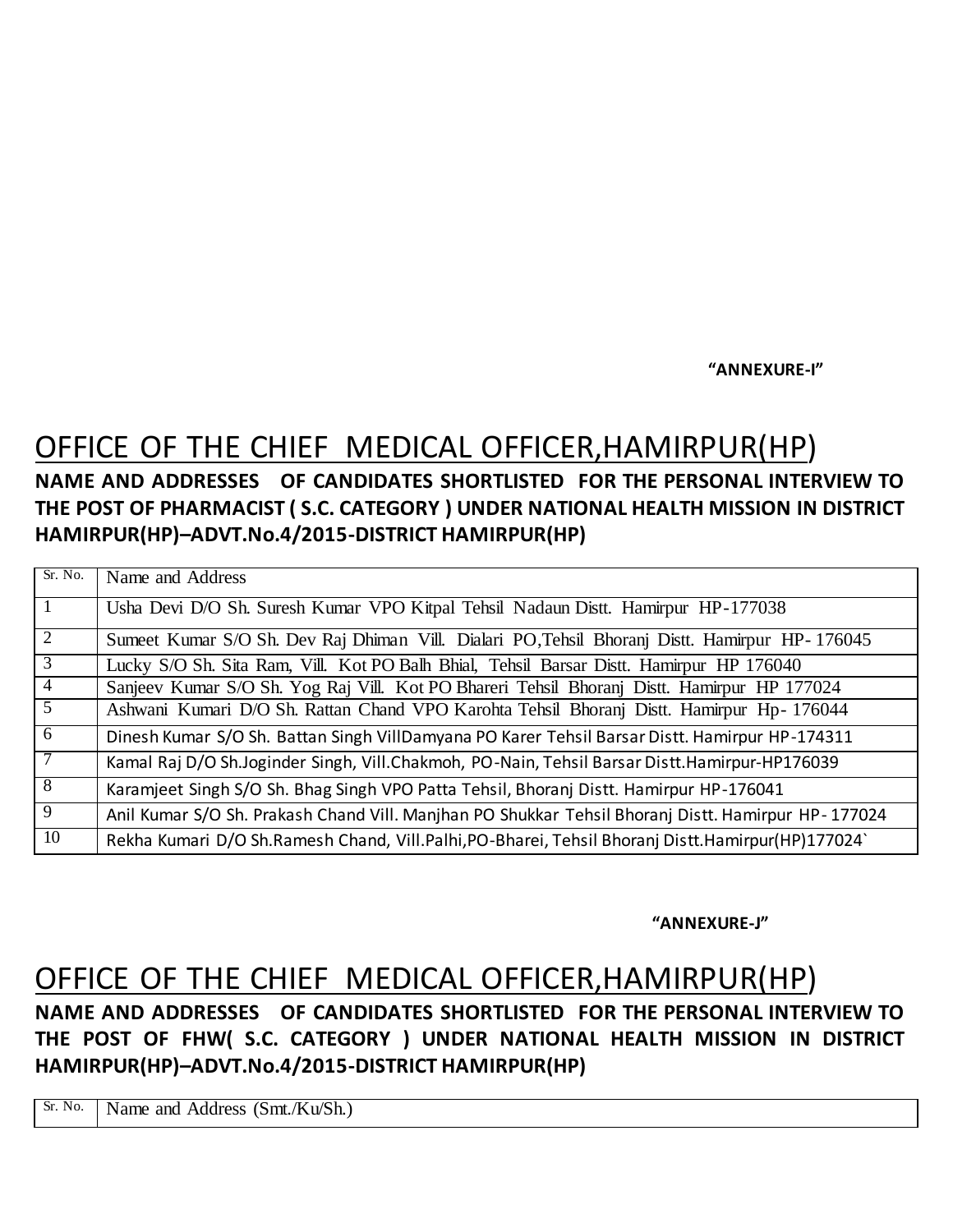**"ANNEXURE-I"**

# OFFICE OF THE CHIEF MEDICAL OFFICER,HAMIRPUR(HP)

**NAME AND ADDRESSES OF CANDIDATES SHORTLISTED FOR THE PERSONAL INTERVIEW TO THE POST OF PHARMACIST ( S.C. CATEGORY ) UNDER NATIONAL HEALTH MISSION IN DISTRICT HAMIRPUR(HP)–ADVT.No.4/2015-DISTRICT HAMIRPUR(HP)**

| Sr. No. | Name and Address |
|---|---|
| 1 | Usha Devi D/O Sh. Suresh Kumar VPO Kitpal Tehsil Nadaun Distt. Hamirpur HP-177038 |
| 2 | Sumeet Kumar S/O Sh. Dev Raj Dhiman Vill. Dialari PO,Tehsil Bhoranj Distt. Hamirpur HP- 176045 |
| 3 | Lucky S/O Sh. Sita Ram, Vill. Kot PO Balh Bhial, Tehsil Barsar Distt. Hamirpur HP 176040 |
| 4 | Sanjeev Kumar S/O Sh. Yog Raj Vill. Kot PO Bhareri Tehsil Bhoranj Distt. Hamirpur HP 177024 |
| 5 | Ashwani Kumari D/O Sh. Rattan Chand VPO Karohta Tehsil Bhoranj Distt. Hamirpur Hp- 176044 |
| 6 | Dinesh Kumar S/O Sh. Battan Singh VillDamyana PO Karer Tehsil Barsar Distt. Hamirpur HP-174311 |
| 7 | Kamal Raj D/O Sh.Joginder Singh, Vill.Chakmoh, PO-Nain, Tehsil Barsar Distt.Hamirpur-HP176039 |
| 8 | Karamjeet Singh S/O Sh. Bhag Singh VPO Patta Tehsil, Bhoranj Distt. Hamirpur HP-176041 |
| 9 | Anil Kumar S/O Sh. Prakash Chand Vill. Manjhan PO Shukkar Tehsil Bhoranj Distt. Hamirpur HP- 177024 |
| 10 | Rekha Kumari D/O Sh.Ramesh Chand, Vill.Palhi,PO-Bharei, Tehsil Bhoranj Distt.Hamirpur(HP)177024` |

**"ANNEXURE-J"**

# OFFICE OF THE CHIEF MEDICAL OFFICER,HAMIRPUR(HP)

**NAME AND ADDRESSES OF CANDIDATES SHORTLISTED FOR THE PERSONAL INTERVIEW TO THE POST OF FHW( S.C. CATEGORY ) UNDER NATIONAL HEALTH MISSION IN DISTRICT HAMIRPUR(HP)–ADVT.No.4/2015-DISTRICT HAMIRPUR(HP)**

| Sr. No. | Name and Address (Smt./Ku/Sh.) |
|---|---|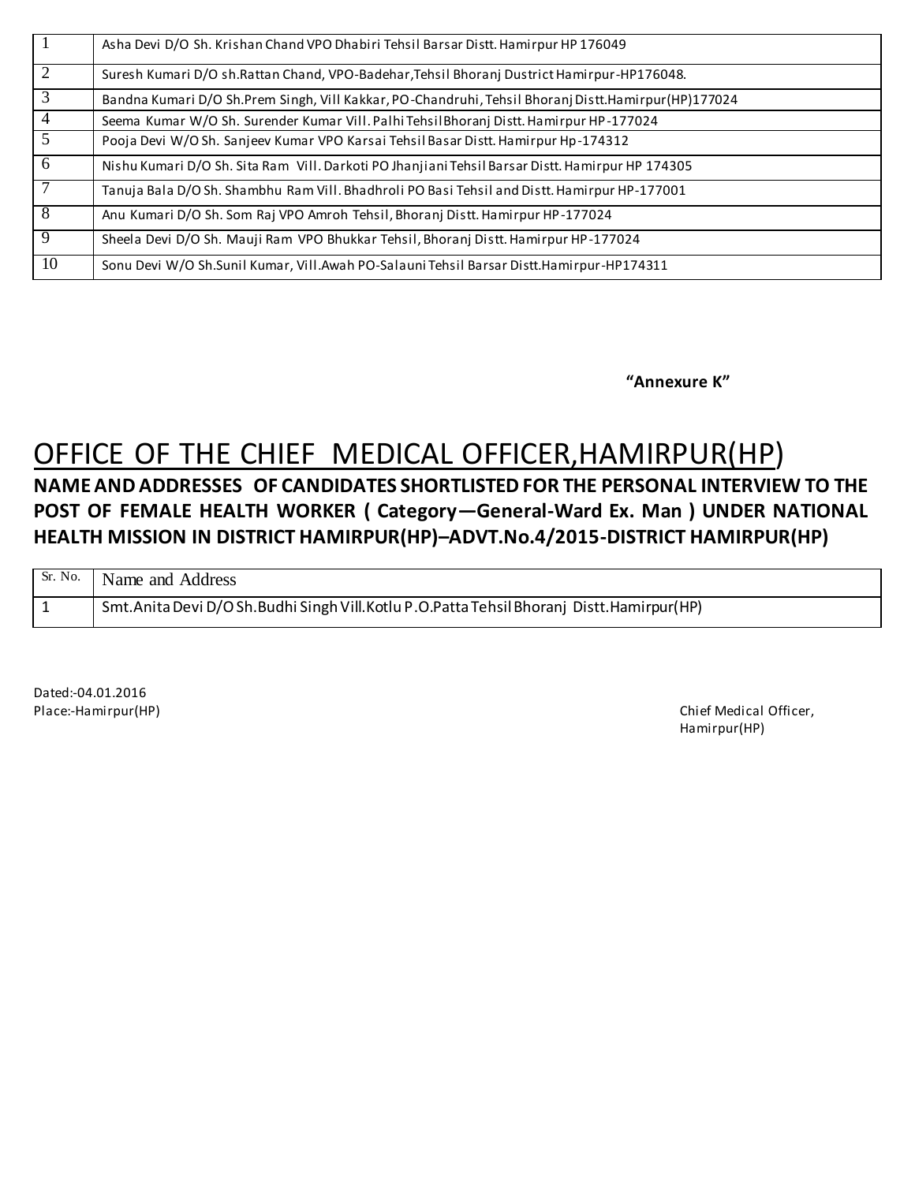| | |
|---|---|
| 1 | Asha Devi D/O Sh. Krishan Chand VPO Dhabiri Tehsil Barsar Distt. Hamirpur HP 176049 |
| 2 | Suresh Kumari D/O sh.Rattan Chand, VPO-Badehar,Tehsil Bhoranj Dustrict Hamirpur-HP176048. |
| 3 | Bandna Kumari D/O Sh.Prem Singh, Vill Kakkar, PO-Chandruhi, Tehsil Bhoranj Distt.Hamirpur(HP)177024 |
| 4 | Seema Kumar W/O Sh. Surender Kumar Vill. Palhi Tehsil Bhoranj Distt. Hamirpur HP-177024 |
| 5 | Pooja Devi W/O Sh. Sanjeev Kumar VPO Karsai Tehsil Basar Distt. Hamirpur Hp-174312 |
| 6 | Nishu Kumari D/O Sh. Sita Ram Vill. Darkoti PO Jhanjiani Tehsil Barsar Distt. Hamirpur HP 174305 |
| 7 | Tanuja Bala D/O Sh. Shambhu Ram Vill. Bhadhroli PO Basi Tehsil and Distt. Hamirpur HP-177001 |
| 8 | Anu Kumari D/O Sh. Som Raj VPO Amroh Tehsil, Bhoranj Distt. Hamirpur HP-177024 |
| 9 | Sheela Devi D/O Sh. Mauji Ram VPO Bhukkar Tehsil, Bhoranj Distt. Hamirpur HP-177024 |
| 10 | Sonu Devi W/O Sh.Sunil Kumar, Vill.Awah PO-Salauni Tehsil Barsar Distt.Hamirpur-HP174311 |

**"Annexure K"**

# OFFICE OF THE CHIEF MEDICAL OFFICER,HAMIRPUR(HP)

**NAME AND ADDRESSES OF CANDIDATES SHORTLISTED FOR THE PERSONAL INTERVIEW TO THE POST OF FEMALE HEALTH WORKER ( Category—General-Ward Ex. Man ) UNDER NATIONAL HEALTH MISSION IN DISTRICT HAMIRPUR(HP)–ADVT.No.4/2015-DISTRICT HAMIRPUR(HP)**

| Sr. No. | Name and Address |
|---|---|
| 1 | Smt.Anita Devi D/O Sh.Budhi Singh Vill.Kotlu P.O.Patta Tehsil Bhoranj Distt.Hamirpur(HP) |

Dated:-04.01.2016
Place:-Hamirpur(HP)

Chief Medical Officer,
Hamirpur(HP)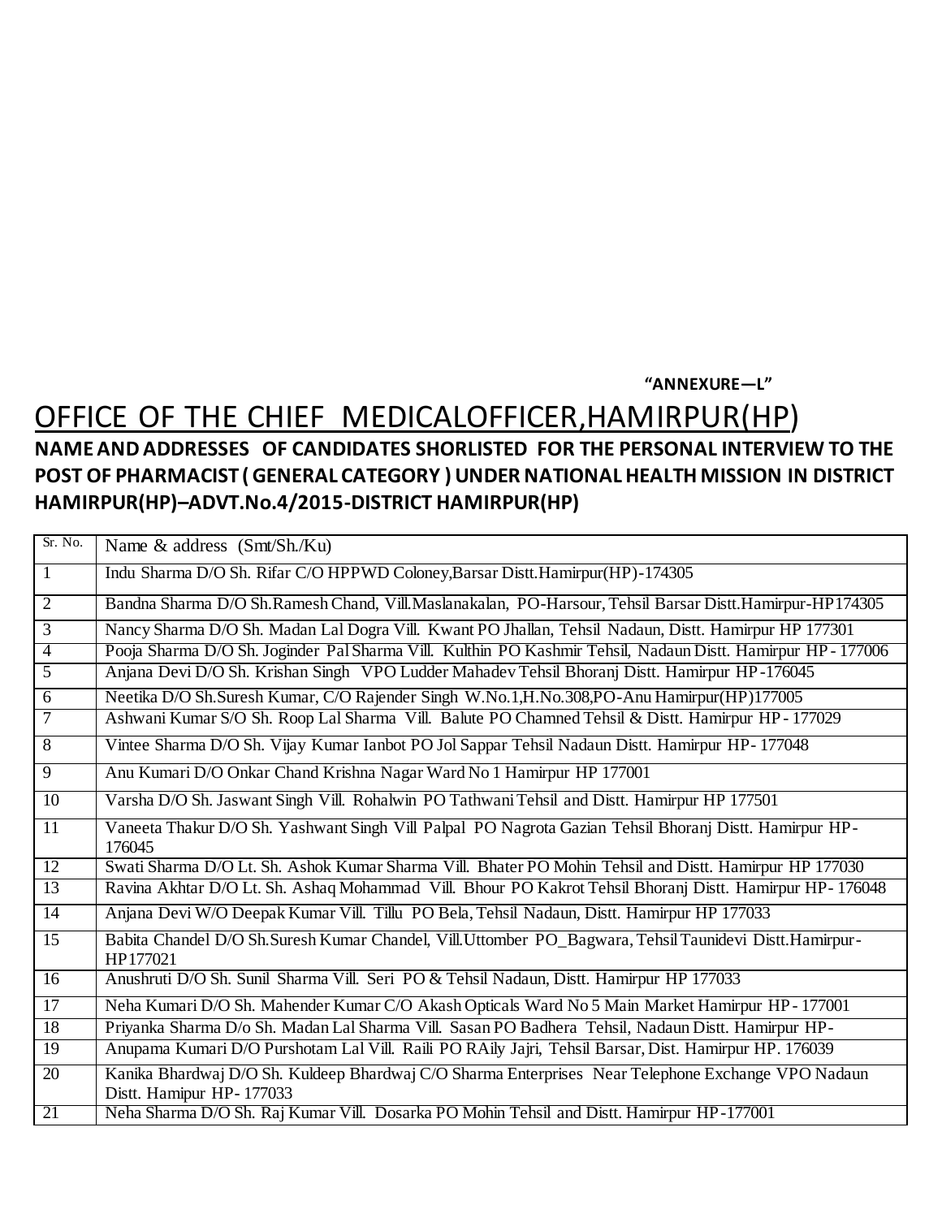**“ANNEXURE—L”**

# OFFICE OF THE CHIEF MEDICALOFFICER,HAMIRPUR(HP)

**NAME AND ADDRESSES OF CANDIDATES SHORLISTED FOR THE PERSONAL INTERVIEW TO THE POST OF PHARMACIST ( GENERAL CATEGORY ) UNDER NATIONAL HEALTH MISSION IN DISTRICT HAMIRPUR(HP)–ADVT.No.4/2015-DISTRICT HAMIRPUR(HP)**

| Sr. No. | Name & address (Smt/Sh./Ku) |
|---|---|
| 1 | Indu Sharma D/O Sh. Rifar C/O HPPWD Coloney,Barsar Distt.Hamirpur(HP)-174305 |
| 2 | Bandna Sharma D/O Sh.Ramesh Chand, Vill.Maslanakalan, PO-Harsour, Tehsil Barsar Distt.Hamirpur-HP174305 |
| 3 | Nancy Sharma D/O Sh. Madan Lal Dogra Vill. Kwant PO Jhallan, Tehsil Nadaun, Distt. Hamirpur HP 177301 |
| 4 | Pooja Sharma D/O Sh. Joginder Pal Sharma Vill. Kulthin PO Kashmir Tehsil, Nadaun Distt. Hamirpur HP - 177006 |
| 5 | Anjana Devi D/O Sh. Krishan Singh VPO Ludder Mahadev Tehsil Bhoranj Distt. Hamirpur HP -176045 |
| 6 | Neetika D/O Sh.Suresh Kumar, C/O Rajender Singh W.No.1,H.No.308,PO-Anu Hamirpur(HP)177005 |
| 7 | Ashwani Kumar S/O Sh. Roop Lal Sharma Vill. Balute PO Chamned Tehsil & Distt. Hamirpur HP - 177029 |
| 8 | Vintee Sharma D/O Sh. Vijay Kumar Ianbot PO Jol Sappar Tehsil Nadaun Distt. Hamirpur HP- 177048 |
| 9 | Anu Kumari D/O Onkar Chand Krishna Nagar Ward No 1 Hamirpur HP 177001 |
| 10 | Varsha D/O Sh. Jaswant Singh Vill. Rohalwin PO Tathwani Tehsil and Distt. Hamirpur HP 177501 |
| 11 | Vaneeta Thakur D/O Sh. Yashwant Singh Vill Palpal PO Nagrota Gazian Tehsil Bhoranj Distt. Hamirpur HP-176045 |
| 12 | Swati Sharma D/O Lt. Sh. Ashok Kumar Sharma Vill. Bhater PO Mohin Tehsil and Distt. Hamirpur HP 177030 |
| 13 | Ravina Akhtar D/O Lt. Sh. Ashaq Mohammad Vill. Bhour PO Kakrot Tehsil Bhoranj Distt. Hamirpur HP- 176048 |
| 14 | Anjana Devi W/O Deepak Kumar Vill. Tillu PO Bela, Tehsil Nadaun, Distt. Hamirpur HP 177033 |
| 15 | Babita Chandel D/O Sh.Suresh Kumar Chandel, Vill.Uttomber PO_Bagwara, Tehsil Taunidevi Distt.Hamirpur-HP177021 |
| 16 | Anushruti D/O Sh. Sunil Sharma Vill. Seri PO & Tehsil Nadaun, Distt. Hamirpur HP 177033 |
| 17 | Neha Kumari D/O Sh. Mahender Kumar C/O Akash Opticals Ward No 5 Main Market Hamirpur HP - 177001 |
| 18 | Priyanka Sharma D/o Sh. Madan Lal Sharma Vill. Sasan PO Badhera Tehsil, Nadaun Distt. Hamirpur HP- |
| 19 | Anupama Kumari D/O Purshotam Lal Vill. Raili PO RAily Jajri, Tehsil Barsar, Dist. Hamirpur HP. 176039 |
| 20 | Kanika Bhardwaj D/O Sh. Kuldeep Bhardwaj C/O Sharma Enterprises Near Telephone Exchange VPO Nadaun Distt. Hamipur HP- 177033 |
| 21 | Neha Sharma D/O Sh. Raj Kumar Vill. Dosarka PO Mohin Tehsil and Distt. Hamirpur HP -177001 |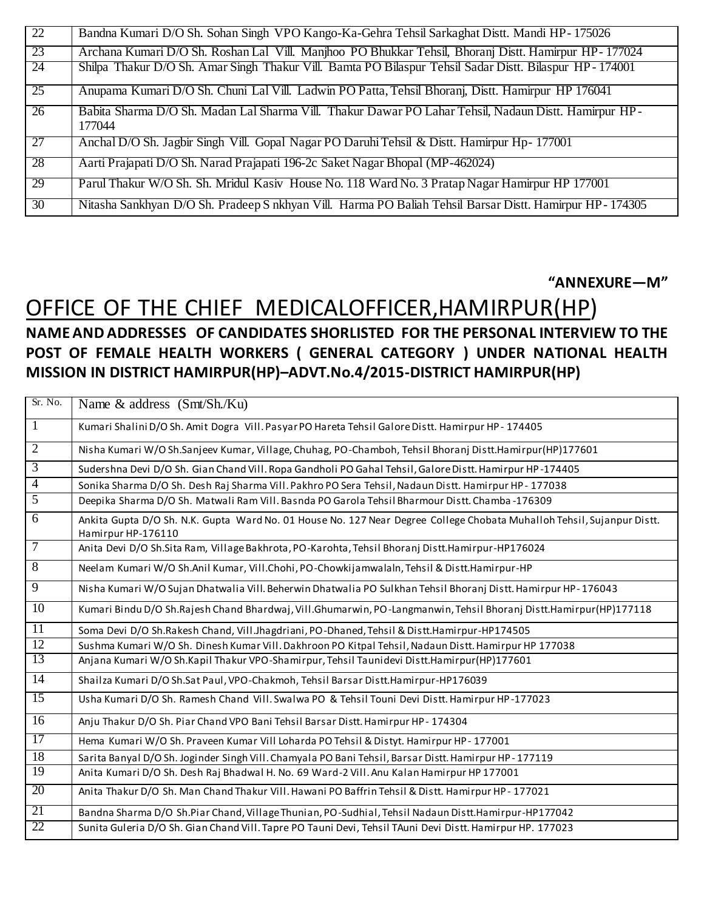| | |
|---|---|
| 22 | Bandna Kumari D/O Sh. Sohan Singh VPO Kango-Ka-Gehra Tehsil Sarkaghat Distt. Mandi HP- 175026 |
| 23 | Archana Kumari D/O Sh. Roshan Lal Vill. Manjhoo PO Bhukkar Tehsil, Bhoranj Distt. Hamirpur HP- 177024 |
| 24 | Shilpa Thakur D/O Sh. Amar Singh Thakur Vill. Bamta PO Bilaspur Tehsil Sadar Distt. Bilaspur HP- 174001 |
| 25 | Anupama Kumari D/O Sh. Chuni Lal Vill. Ladwin PO Patta, Tehsil Bhoranj, Distt. Hamirpur HP 176041 |
| 26 | Babita Sharma D/O Sh. Madan Lal Sharma Vill. Thakur Dawar PO Lahar Tehsil, Nadaun Distt. Hamirpur HP- 177044 |
| 27 | Anchal D/O Sh. Jagbir Singh Vill. Gopal Nagar PO Daruhi Tehsil & Distt. Hamirpur Hp- 177001 |
| 28 | Aarti Prajapati D/O Sh. Narad Prajapati 196-2c Saket Nagar Bhopal (MP-462024) |
| 29 | Parul Thakur W/O Sh. Sh. Mridul Kasiv House No. 118 Ward No. 3 Pratap Nagar Hamirpur HP 177001 |
| 30 | Nitasha Sankhyan D/O Sh. Pradeep S nkhyan Vill. Harma PO Baliah Tehsil Barsar Distt. Hamirpur HP- 174305 |

**"ANNEXURE—M"**

# OFFICE OF THE CHIEF MEDICALOFFICER,HAMIRPUR(HP)

**NAME AND ADDRESSES OF CANDIDATES SHORLISTED FOR THE PERSONAL INTERVIEW TO THE POST OF FEMALE HEALTH WORKERS ( GENERAL CATEGORY ) UNDER NATIONAL HEALTH MISSION IN DISTRICT HAMIRPUR(HP)–ADVT.No.4/2015-DISTRICT HAMIRPUR(HP)**

| Sr. No. | Name & address (Smt/Sh./Ku) |
|---|---|
| 1 | Kumari Shalini D/O Sh. Amit Dogra Vill. Pasyar PO Hareta Tehsil Galore Distt. Hamirpur HP- 174405 |
| 2 | Nisha Kumari W/O Sh.Sanjeev Kumar, Village, Chuhag, PO-Chamboh, Tehsil Bhoranj Distt.Hamirpur(HP)177601 |
| 3 | Sudershna Devi D/O Sh. Gian Chand Vill. Ropa Gandholi PO Gahal Tehsil, Galore Distt. Hamirpur HP-174405 |
| 4 | Sonika Sharma D/O Sh. Desh Raj Sharma Vill. Pakhro PO Sera Tehsil, Nadaun Distt. Hamirpur HP- 177038 |
| 5 | Deepika Sharma D/O Sh. Matwali Ram Vill. Basnda PO Garola Tehsil Bharmour Distt. Chamba -176309 |
| 6 | Ankita Gupta D/O Sh. N.K. Gupta Ward No. 01 House No. 127 Near Degree College Chobata Muhalloh Tehsil, Sujanpur Distt. Hamirpur HP-176110 |
| 7 | Anita Devi D/O Sh.Sita Ram, Village Bakhrota, PO-Karohta, Tehsil Bhoranj Distt.Hamirpur-HP176024 |
| 8 | Neelam Kumari W/O Sh.Anil Kumar, Vill.Chohi, PO-Chowkijamwalaln, Tehsil & Distt.Hamirpur-HP |
| 9 | Nisha Kumari W/O Sujan Dhatwalia Vill. Beherwin Dhatwalia PO Sulkhan Tehsil Bhoranj Distt. Hamirpur HP- 176043 |
| 10 | Kumari Bindu D/O Sh.Rajesh Chand Bhardwaj, Vill.Ghumarwin, PO-Langmanwin, Tehsil Bhoranj Distt.Hamirpur(HP)177118 |
| 11 | Soma Devi D/O Sh.Rakesh Chand, Vill.Jhagdriani, PO-Dhaned, Tehsil & Distt.Hamirpur-HP174505 |
| 12 | Sushma Kumari W/O Sh. Dinesh Kumar Vill. Dakhroon PO Kitpal Tehsil, Nadaun Distt. Hamirpur HP 177038 |
| 13 | Anjana Kumari W/O Sh.Kapil Thakur VPO-Shamirpur, Tehsil Taunidevi Distt.Hamirpur(HP)177601 |
| 14 | Shailza Kumari D/O Sh.Sat Paul, VPO-Chakmoh, Tehsil Barsar Distt.Hamirpur-HP176039 |
| 15 | Usha Kumari D/O Sh. Ramesh Chand Vill. Swalwa PO & Tehsil Touni Devi Distt. Hamirpur HP-177023 |
| 16 | Anju Thakur D/O Sh. Piar Chand VPO Bani Tehsil Barsar Distt. Hamirpur HP- 174304 |
| 17 | Hema Kumari W/O Sh. Praveen Kumar Vill Loharda PO Tehsil & Distyt. Hamirpur HP- 177001 |
| 18 | Sarita Banyal D/O Sh. Joginder Singh Vill. Chamyala PO Bani Tehsil, Barsar Distt. Hamirpur HP- 177119 |
| 19 | Anita Kumari D/O Sh. Desh Raj Bhadwal H. No. 69 Ward-2 Vill. Anu Kalan Hamirpur HP 177001 |
| 20 | Anita Thakur D/O Sh. Man Chand Thakur Vill. Hawani PO Baffrin Tehsil & Distt. Hamirpur HP- 177021 |
| 21 | Bandna Sharma D/O Sh.Piar Chand, Village Thunian, PO-Sudhial, Tehsil Nadaun Distt.Hamirpur-HP177042 |
| 22 | Sunita Guleria D/O Sh. Gian Chand Vill. Tapre PO Tauni Devi, Tehsil TAuni Devi Distt. Hamirpur HP. 177023 |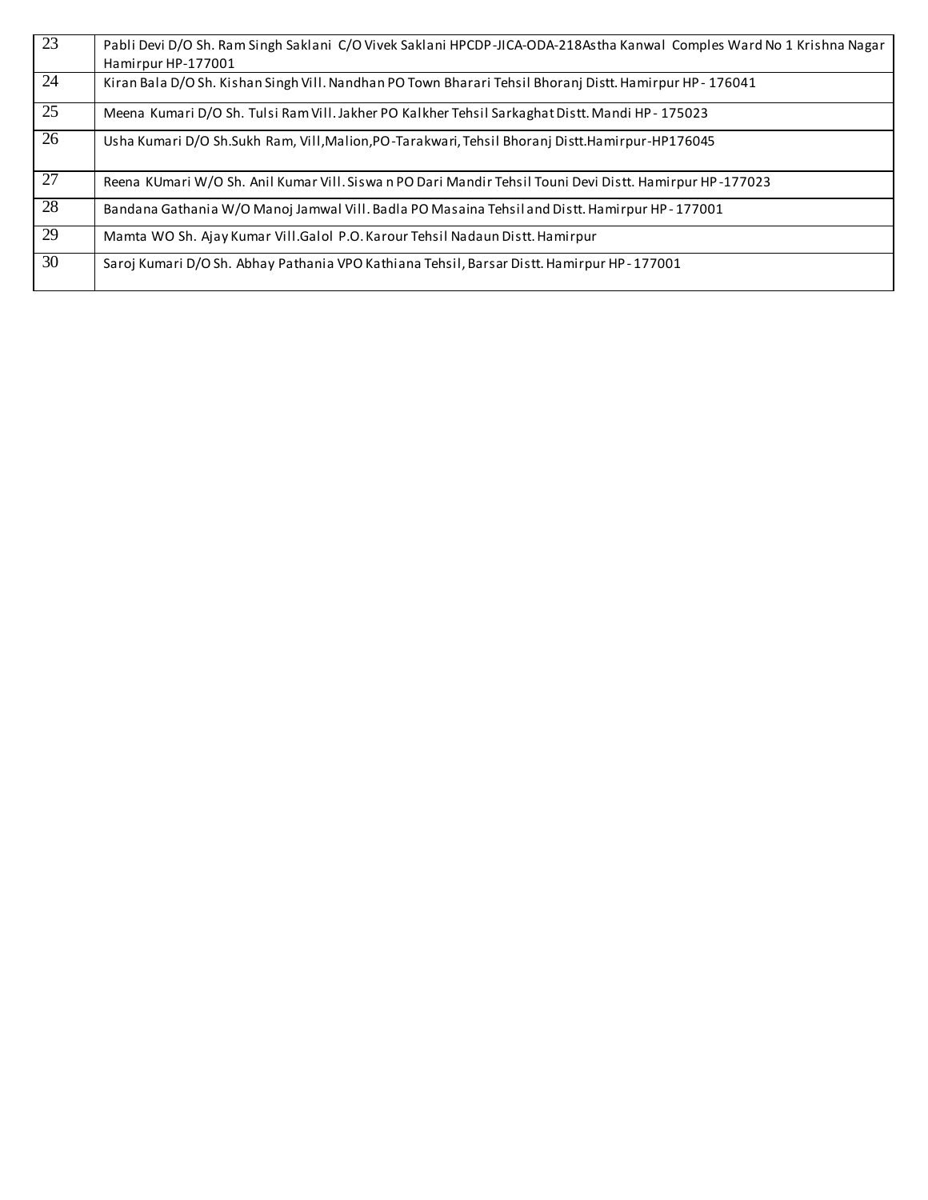| | |
|---|---|
| 23 | Pabli Devi D/O Sh. Ram Singh Saklani C/O Vivek Saklani HPCDP-JICA-ODA-218Astha Kanwal Comples Ward No 1 Krishna Nagar Hamirpur HP-177001 |
| 24 | Kiran Bala D/O Sh. Kishan Singh Vill. Nandhan PO Town Bharari Tehsil Bhoranj Distt. Hamirpur HP - 176041 |
| 25 | Meena Kumari D/O Sh. Tulsi Ram Vill. Jakher PO Kalkher Tehsil Sarkaghat Distt. Mandi HP - 175023 |
| 26 | Usha Kumari D/O Sh.Sukh Ram, Vill,Malion,PO-Tarakwari, Tehsil Bhoranj Distt.Hamirpur-HP176045 |
| 27 | Reena KUmari W/O Sh. Anil Kumar Vill. Siswa n PO Dari Mandir Tehsil Touni Devi Distt. Hamirpur HP-177023 |
| 28 | Bandana Gathania W/O Manoj Jamwal Vill. Badla PO Masaina Tehsil and Distt. Hamirpur HP - 177001 |
| 29 | Mamta WO Sh. Ajay Kumar Vill.Galol P.O. Karour Tehsil Nadaun Distt. Hamirpur |
| 30 | Saroj Kumari D/O Sh. Abhay Pathania VPO Kathiana Tehsil, Barsar Distt. Hamirpur HP - 177001 |